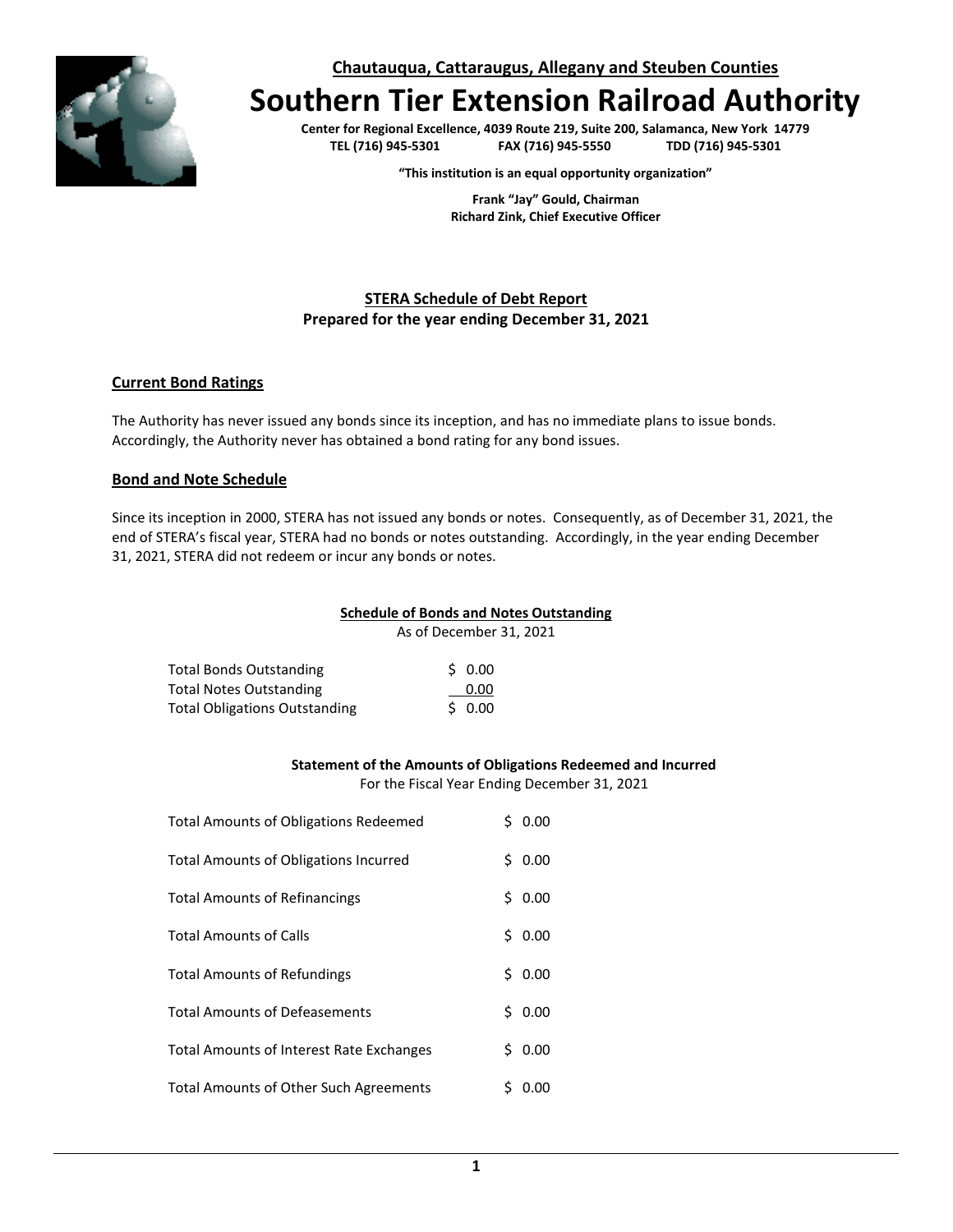**Chautauqua, Cattaraugus, Allegany and Steuben Counties**

# Southern Tier Extension Railroad Authority

**Center for Regional Excellence, 4039 Route 219, Suite 200, Salamanca, New York 14779**
**TEL (716) 945-5301 FAX (716) 945-5550 TDD (716) 945-5301**

**"This institution is an equal opportunity organization"**

**Frank "Jay" Gould, Chairman**
**Richard Zink, Chief Executive Officer**

## STERA Schedule of Debt Report
**Prepared for the year ending December 31, 2021**

### Current Bond Ratings

The Authority has never issued any bonds since its inception, and has no immediate plans to issue bonds. Accordingly, the Authority never has obtained a bond rating for any bond issues.

### Bond and Note Schedule

Since its inception in 2000, STERA has not issued any bonds or notes. Consequently, as of December 31, 2021, the end of STERA's fiscal year, STERA had no bonds or notes outstanding. Accordingly, in the year ending December 31, 2021, STERA did not redeem or incur any bonds or notes.

**Schedule of Bonds and Notes Outstanding**
As of December 31, 2021

| | |
|---|---|
| Total Bonds Outstanding | $ 0.00 |
| Total Notes Outstanding | 0.00 |
| Total Obligations Outstanding | $ 0.00 |

**Statement of the Amounts of Obligations Redeemed and Incurred**
For the Fiscal Year Ending December 31, 2021

| | |
|---|---|
| Total Amounts of Obligations Redeemed | $ 0.00 |
| Total Amounts of Obligations Incurred | $ 0.00 |
| Total Amounts of Refinancings | $ 0.00 |
| Total Amounts of Calls | $ 0.00 |
| Total Amounts of Refundings | $ 0.00 |
| Total Amounts of Defeasements | $ 0.00 |
| Total Amounts of Interest Rate Exchanges | $ 0.00 |
| Total Amounts of Other Such Agreements | $ 0.00 |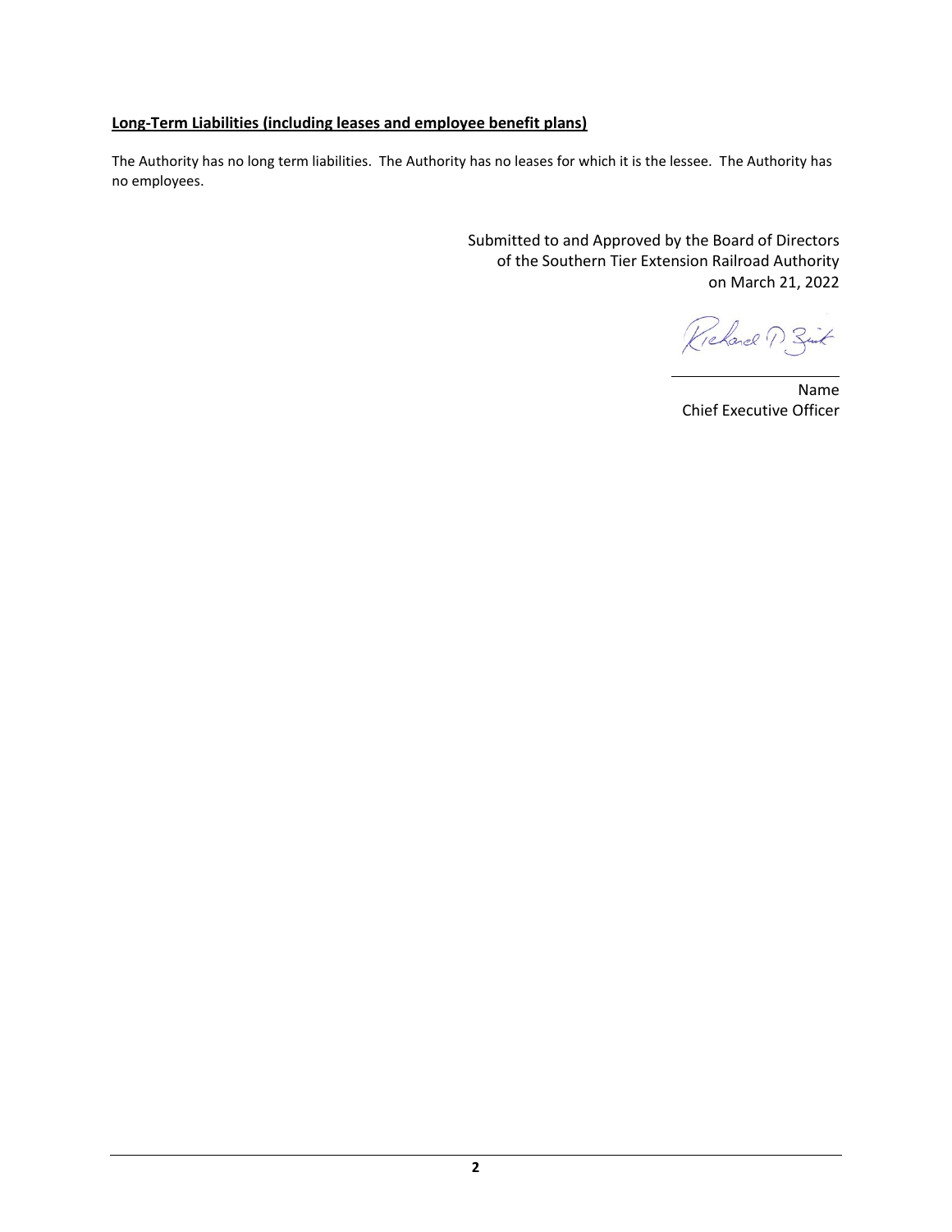**Long-Term Liabilities (including leases and employee benefit plans)**

The Authority has no long term liabilities. The Authority has no leases for which it is the lessee. The Authority has no employees.

Submitted to and Approved by the Board of Directors
of the Southern Tier Extension Railroad Authority
on March 21, 2022

Richard P. Zink

Name
Chief Executive Officer